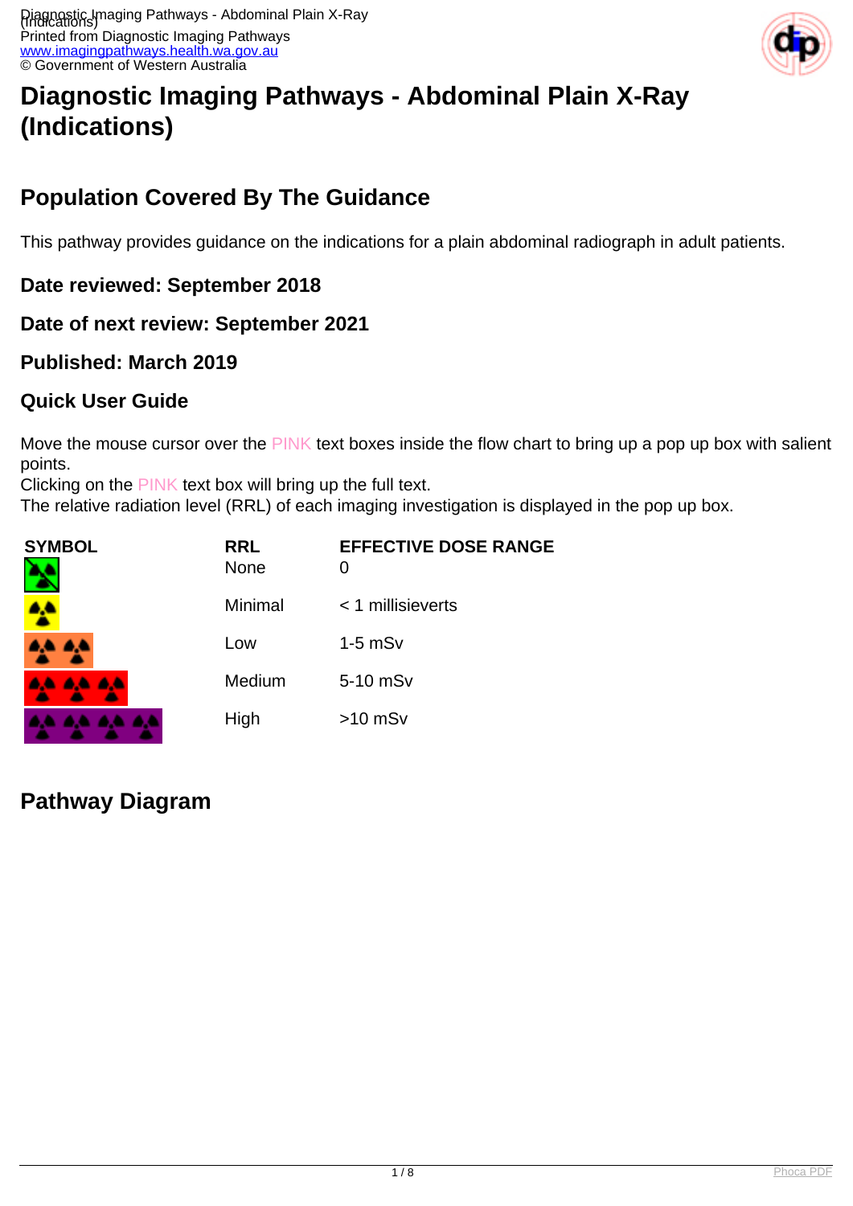# Diagnostic Imaging Pathways - Abdominal Plain X-Ray (Indications)

## Population Covered By The Guidance

This pathway provides guidance on the indications for a plain abdominal radiograph in adult patients.

### Date reviewed: September 2018

### Date of next review: September 2021

### Published: March 2019

### Quick User Guide

Move the mouse cursor over the PINK text boxes inside the flow chart to bring up a pop up box with salient points.
Clicking on the PINK text box will bring up the full text.
The relative radiation level (RRL) of each imaging investigation is displayed in the pop up box.

| SYMBOL | RRL | EFFECTIVE DOSE RANGE |
| --- | --- | --- |
| | None | 0 |
| | Minimal | < 1 millisieverts |
| | Low | 1-5 mSv |
| | Medium | 5-10 mSv |
| | High | >10 mSv |

## Pathway Diagram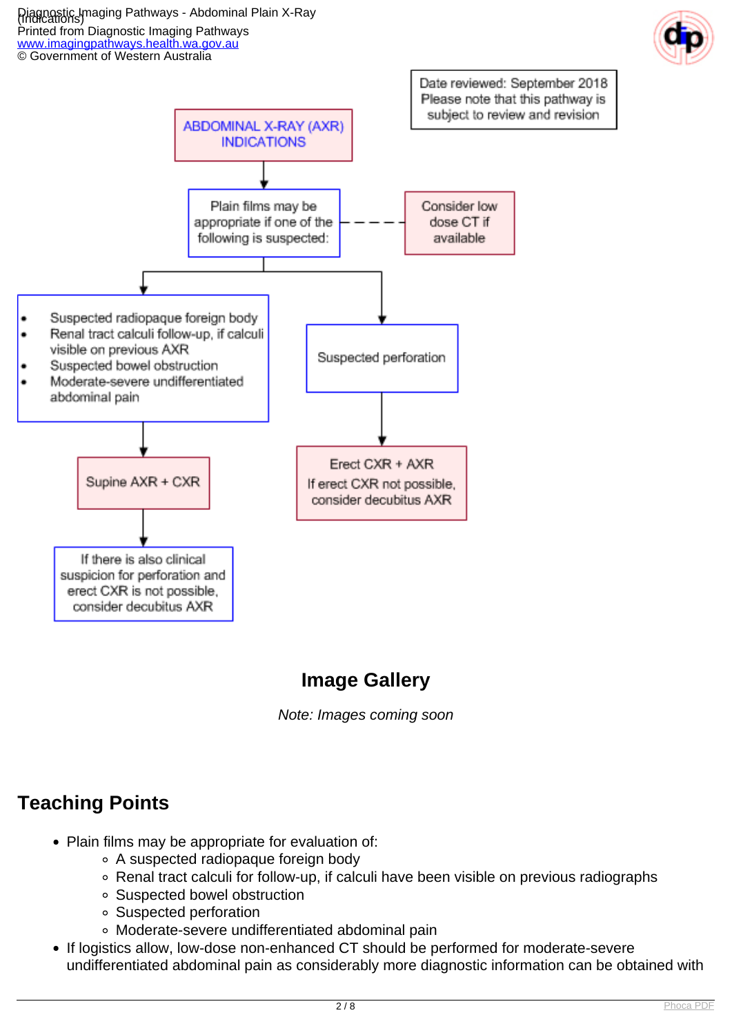Date reviewed: September 2018
Please note that this pathway is subject to review and revision

ABDOMINAL X-RAY (AXR) INDICATIONS

Plain films may be appropriate if one of the following is suspected:

Consider low dose CT if available

- Suspected radiopaque foreign body
- Renal tract calculi follow-up, if calculi visible on previous AXR
- Suspected bowel obstruction
- Moderate-severe undifferentiated abdominal pain

Supine AXR + CXR

If there is also clinical suspicion for perforation and erect CXR is not possible, consider decubitus AXR

Suspected perforation

Erect CXR + AXR
If erect CXR not possible, consider decubitus AXR

## Image Gallery

*Note: Images coming soon*

## Teaching Points

- Plain films may be appropriate for evaluation of:
    - A suspected radiopaque foreign body
    - Renal tract calculi for follow-up, if calculi have been visible on previous radiographs
    - Suspected bowel obstruction
    - Suspected perforation
    - Moderate-severe undifferentiated abdominal pain
- If logistics allow, low-dose non-enhanced CT should be performed for moderate-severe undifferentiated abdominal pain as considerably more diagnostic information can be obtained with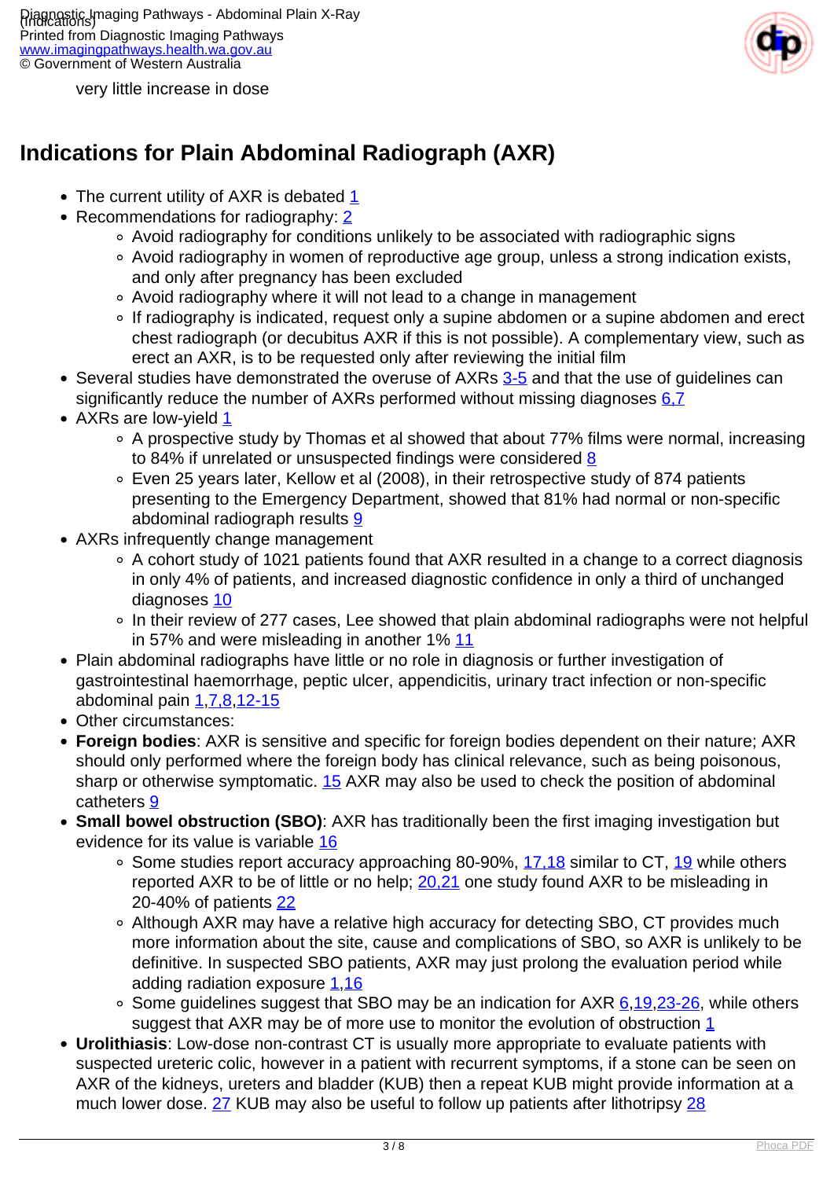very little increase in dose

## Indications for Plain Abdominal Radiograph (AXR)

- The current utility of AXR is debated [1]
- Recommendations for radiography: [2]
    - Avoid radiography for conditions unlikely to be associated with radiographic signs
    - Avoid radiography in women of reproductive age group, unless a strong indication exists, and only after pregnancy has been excluded
    - Avoid radiography where it will not lead to a change in management
    - If radiography is indicated, request only a supine abdomen or a supine abdomen and erect chest radiograph (or decubitus AXR if this is not possible). A complementary view, such as erect an AXR, is to be requested only after reviewing the initial film
- Several studies have demonstrated the overuse of AXRs [3-5] and that the use of guidelines can significantly reduce the number of AXRs performed without missing diagnoses [6,7]
- AXRs are low-yield [1]
    - A prospective study by Thomas et al showed that about 77% films were normal, increasing to 84% if unrelated or unsuspected findings were considered [8]
    - Even 25 years later, Kellow et al (2008), in their retrospective study of 874 patients presenting to the Emergency Department, showed that 81% had normal or non-specific abdominal radiograph results [9]
- AXRs infrequently change management
    - A cohort study of 1021 patients found that AXR resulted in a change to a correct diagnosis in only 4% of patients, and increased diagnostic confidence in only a third of unchanged diagnoses [10]
    - In their review of 277 cases, Lee showed that plain abdominal radiographs were not helpful in 57% and were misleading in another 1% [11]
- Plain abdominal radiographs have little or no role in diagnosis or further investigation of gastrointestinal haemorrhage, peptic ulcer, appendicitis, urinary tract infection or non-specific abdominal pain [1,7,8,12-15]
- Other circumstances:
- **Foreign bodies**: AXR is sensitive and specific for foreign bodies dependent on their nature; AXR should only performed where the foreign body has clinical relevance, such as being poisonous, sharp or otherwise symptomatic. [15] AXR may also be used to check the position of abdominal catheters [9]
- **Small bowel obstruction (SBO)**: AXR has traditionally been the first imaging investigation but evidence for its value is variable [16]
    - Some studies report accuracy approaching 80-90%, [17,18] similar to CT, [19] while others reported AXR to be of little or no help; [20,21] one study found AXR to be misleading in 20-40% of patients [22]
    - Although AXR may have a relative high accuracy for detecting SBO, CT provides much more information about the site, cause and complications of SBO, so AXR is unlikely to be definitive. In suspected SBO patients, AXR may just prolong the evaluation period while adding radiation exposure [1,16]
    - Some guidelines suggest that SBO may be an indication for AXR [6,19,23-26], while others suggest that AXR may be of more use to monitor the evolution of obstruction [1]
- **Urolithiasis**: Low-dose non-contrast CT is usually more appropriate to evaluate patients with suspected ureteric colic, however in a patient with recurrent symptoms, if a stone can be seen on AXR of the kidneys, ureters and bladder (KUB) then a repeat KUB might provide information at a much lower dose. [27] KUB may also be useful to follow up patients after lithotripsy [28]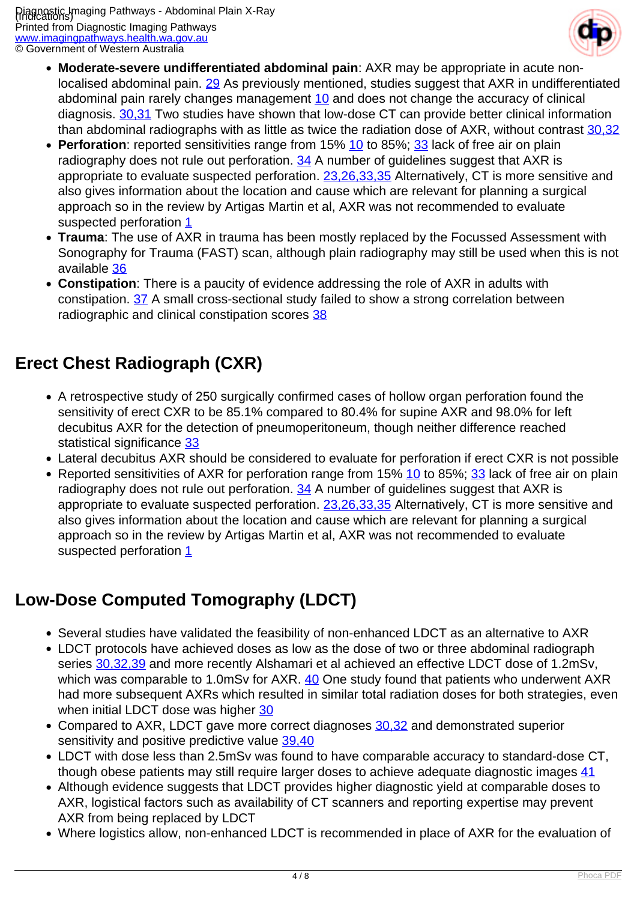- **Moderate-severe undifferentiated abdominal pain**: AXR may be appropriate in acute non-localised abdominal pain. 29 As previously mentioned, studies suggest that AXR in undifferentiated abdominal pain rarely changes management 10 and does not change the accuracy of clinical diagnosis. 30,31 Two studies have shown that low-dose CT can provide better clinical information than abdominal radiographs with as little as twice the radiation dose of AXR, without contrast 30,32
- **Perforation**: reported sensitivities range from 15% 10 to 85%; 33 lack of free air on plain radiography does not rule out perforation. 34 A number of guidelines suggest that AXR is appropriate to evaluate suspected perforation. 23,26,33,35 Alternatively, CT is more sensitive and also gives information about the location and cause which are relevant for planning a surgical approach so in the review by Artigas Martin et al, AXR was not recommended to evaluate suspected perforation 1
- **Trauma**: The use of AXR in trauma has been mostly replaced by the Focussed Assessment with Sonography for Trauma (FAST) scan, although plain radiography may still be used when this is not available 36
- **Constipation**: There is a paucity of evidence addressing the role of AXR in adults with constipation. 37 A small cross-sectional study failed to show a strong correlation between radiographic and clinical constipation scores 38

## Erect Chest Radiograph (CXR)

- A retrospective study of 250 surgically confirmed cases of hollow organ perforation found the sensitivity of erect CXR to be 85.1% compared to 80.4% for supine AXR and 98.0% for left decubitus AXR for the detection of pneumoperitoneum, though neither difference reached statistical significance 33
- Lateral decubitus AXR should be considered to evaluate for perforation if erect CXR is not possible
- Reported sensitivities of AXR for perforation range from 15% 10 to 85%; 33 lack of free air on plain radiography does not rule out perforation. 34 A number of guidelines suggest that AXR is appropriate to evaluate suspected perforation. 23,26,33,35 Alternatively, CT is more sensitive and also gives information about the location and cause which are relevant for planning a surgical approach so in the review by Artigas Martin et al, AXR was not recommended to evaluate suspected perforation 1

## Low-Dose Computed Tomography (LDCT)

- Several studies have validated the feasibility of non-enhanced LDCT as an alternative to AXR
- LDCT protocols have achieved doses as low as the dose of two or three abdominal radiograph series 30,32,39 and more recently Alshamari et al achieved an effective LDCT dose of 1.2mSv, which was comparable to 1.0mSv for AXR. 40 One study found that patients who underwent AXR had more subsequent AXRs which resulted in similar total radiation doses for both strategies, even when initial LDCT dose was higher 30
- Compared to AXR, LDCT gave more correct diagnoses 30,32 and demonstrated superior sensitivity and positive predictive value 39,40
- LDCT with dose less than 2.5mSv was found to have comparable accuracy to standard-dose CT, though obese patients may still require larger doses to achieve adequate diagnostic images 41
- Although evidence suggests that LDCT provides higher diagnostic yield at comparable doses to AXR, logistical factors such as availability of CT scanners and reporting expertise may prevent AXR from being replaced by LDCT
- Where logistics allow, non-enhanced LDCT is recommended in place of AXR for the evaluation of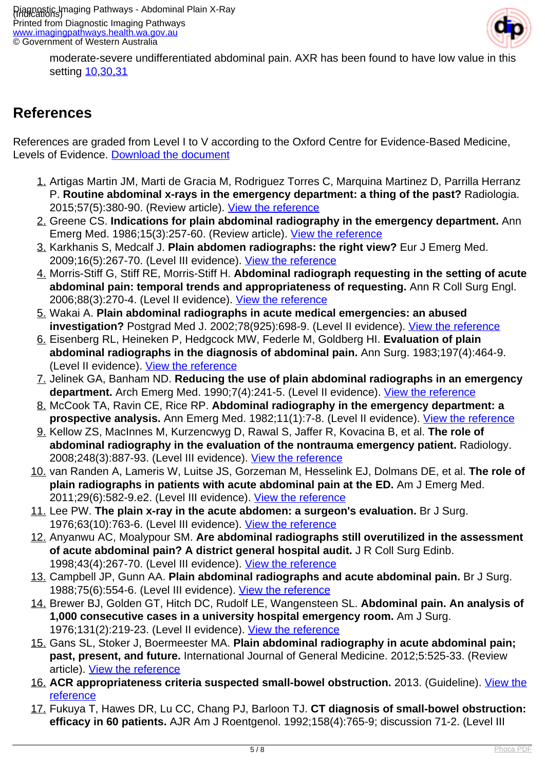moderate-severe undifferentiated abdominal pain. AXR has been found to have low value in this setting [10,30,31](#)

## References

References are graded from Level I to V according to the Oxford Centre for Evidence-Based Medicine, Levels of Evidence. [Download the document](#)

1. Artigas Martin JM, Marti de Gracia M, Rodriguez Torres C, Marquina Martinez D, Parrilla Herranz P. **Routine abdominal x-rays in the emergency department: a thing of the past?** Radiologia. 2015;57(5):380-90. (Review article). [View the reference](#)
2. Greene CS. **Indications for plain abdominal radiography in the emergency department.** Ann Emerg Med. 1986;15(3):257-60. (Review article). [View the reference](#)
3. Karkhanis S, Medcalf J. **Plain abdomen radiographs: the right view?** Eur J Emerg Med. 2009;16(5):267-70. (Level III evidence). [View the reference](#)
4. Morris-Stiff G, Stiff RE, Morris-Stiff H. **Abdominal radiograph requesting in the setting of acute abdominal pain: temporal trends and appropriateness of requesting.** Ann R Coll Surg Engl. 2006;88(3):270-4. (Level II evidence). [View the reference](#)
5. Wakai A. **Plain abdominal radiographs in acute medical emergencies: an abused investigation?** Postgrad Med J. 2002;78(925):698-9. (Level II evidence). [View the reference](#)
6. Eisenberg RL, Heineken P, Hedgcock MW, Federle M, Goldberg HI. **Evaluation of plain abdominal radiographs in the diagnosis of abdominal pain.** Ann Surg. 1983;197(4):464-9. (Level II evidence). [View the reference](#)
7. Jelinek GA, Banham ND. **Reducing the use of plain abdominal radiographs in an emergency department.** Arch Emerg Med. 1990;7(4):241-5. (Level II evidence). [View the reference](#)
8. McCook TA, Ravin CE, Rice RP. **Abdominal radiography in the emergency department: a prospective analysis.** Ann Emerg Med. 1982;11(1):7-8. (Level II evidence). [View the reference](#)
9. Kellow ZS, MacInnes M, Kurzencwyg D, Rawal S, Jaffer R, Kovacina B, et al. **The role of abdominal radiography in the evaluation of the nontrauma emergency patient.** Radiology. 2008;248(3):887-93. (Level III evidence). [View the reference](#)
10. van Randen A, Lameris W, Luitse JS, Gorzeman M, Hesselink EJ, Dolmans DE, et al. **The role of plain radiographs in patients with acute abdominal pain at the ED.** Am J Emerg Med. 2011;29(6):582-9.e2. (Level III evidence). [View the reference](#)
11. Lee PW. **The plain x-ray in the acute abdomen: a surgeon's evaluation.** Br J Surg. 1976;63(10):763-6. (Level III evidence). [View the reference](#)
12. Anyanwu AC, Moalypour SM. **Are abdominal radiographs still overutilized in the assessment of acute abdominal pain? A district general hospital audit.** J R Coll Surg Edinb. 1998;43(4):267-70. (Level III evidence). [View the reference](#)
13. Campbell JP, Gunn AA. **Plain abdominal radiographs and acute abdominal pain.** Br J Surg. 1988;75(6):554-6. (Level III evidence). [View the reference](#)
14. Brewer BJ, Golden GT, Hitch DC, Rudolf LE, Wangensteen SL. **Abdominal pain. An analysis of 1,000 consecutive cases in a university hospital emergency room.** Am J Surg. 1976;131(2):219-23. (Level II evidence). [View the reference](#)
15. Gans SL, Stoker J, Boermeester MA. **Plain abdominal radiography in acute abdominal pain; past, present, and future.** International Journal of General Medicine. 2012;5:525-33. (Review article). [View the reference](#)
16. **ACR appropriateness criteria suspected small-bowel obstruction.** 2013. (Guideline). [View the reference](#)
17. Fukuya T, Hawes DR, Lu CC, Chang PJ, Barloon TJ. **CT diagnosis of small-bowel obstruction: efficacy in 60 patients.** AJR Am J Roentgenol. 1992;158(4):765-9; discussion 71-2. (Level III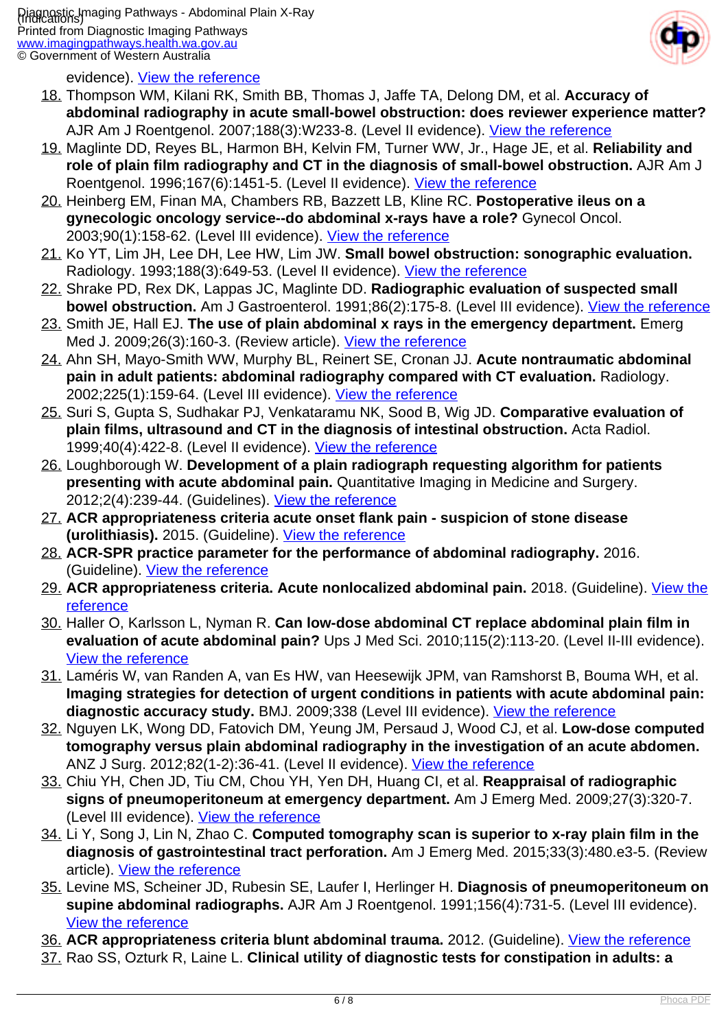evidence). View the reference

18. Thompson WM, Kilani RK, Smith BB, Thomas J, Jaffe TA, Delong DM, et al. **Accuracy of abdominal radiography in acute small-bowel obstruction: does reviewer experience matter?** AJR Am J Roentgenol. 2007;188(3):W233-8. (Level II evidence). View the reference
19. Maglinte DD, Reyes BL, Harmon BH, Kelvin FM, Turner WW, Jr., Hage JE, et al. **Reliability and role of plain film radiography and CT in the diagnosis of small-bowel obstruction.** AJR Am J Roentgenol. 1996;167(6):1451-5. (Level II evidence). View the reference
20. Heinberg EM, Finan MA, Chambers RB, Bazzett LB, Kline RC. **Postoperative ileus on a gynecologic oncology service--do abdominal x-rays have a role?** Gynecol Oncol. 2003;90(1):158-62. (Level III evidence). View the reference
21. Ko YT, Lim JH, Lee DH, Lee HW, Lim JW. **Small bowel obstruction: sonographic evaluation.** Radiology. 1993;188(3):649-53. (Level II evidence). View the reference
22. Shrake PD, Rex DK, Lappas JC, Maglinte DD. **Radiographic evaluation of suspected small bowel obstruction.** Am J Gastroenterol. 1991;86(2):175-8. (Level III evidence). View the reference
23. Smith JE, Hall EJ. **The use of plain abdominal x rays in the emergency department.** Emerg Med J. 2009;26(3):160-3. (Review article). View the reference
24. Ahn SH, Mayo-Smith WW, Murphy BL, Reinert SE, Cronan JJ. **Acute nontraumatic abdominal pain in adult patients: abdominal radiography compared with CT evaluation.** Radiology. 2002;225(1):159-64. (Level III evidence). View the reference
25. Suri S, Gupta S, Sudhakar PJ, Venkataramu NK, Sood B, Wig JD. **Comparative evaluation of plain films, ultrasound and CT in the diagnosis of intestinal obstruction.** Acta Radiol. 1999;40(4):422-8. (Level II evidence). View the reference
26. Loughborough W. **Development of a plain radiograph requesting algorithm for patients presenting with acute abdominal pain.** Quantitative Imaging in Medicine and Surgery. 2012;2(4):239-44. (Guidelines). View the reference
27. **ACR appropriateness criteria acute onset flank pain - suspicion of stone disease (urolithiasis).** 2015. (Guideline). View the reference
28. **ACR-SPR practice parameter for the performance of abdominal radiography.** 2016. (Guideline). View the reference
29. **ACR appropriateness criteria. Acute nonlocalized abdominal pain.** 2018. (Guideline). View the reference
30. Haller O, Karlsson L, Nyman R. **Can low-dose abdominal CT replace abdominal plain film in evaluation of acute abdominal pain?** Ups J Med Sci. 2010;115(2):113-20. (Level II-III evidence). View the reference
31. Laméris W, van Randen A, van Es HW, van Heesewijk JPM, van Ramshorst B, Bouma WH, et al. **Imaging strategies for detection of urgent conditions in patients with acute abdominal pain: diagnostic accuracy study.** BMJ. 2009;338 (Level III evidence). View the reference
32. Nguyen LK, Wong DD, Fatovich DM, Yeung JM, Persaud J, Wood CJ, et al. **Low-dose computed tomography versus plain abdominal radiography in the investigation of an acute abdomen.** ANZ J Surg. 2012;82(1-2):36-41. (Level II evidence). View the reference
33. Chiu YH, Chen JD, Tiu CM, Chou YH, Yen DH, Huang CI, et al. **Reappraisal of radiographic signs of pneumoperitoneum at emergency department.** Am J Emerg Med. 2009;27(3):320-7. (Level III evidence). View the reference
34. Li Y, Song J, Lin N, Zhao C. **Computed tomography scan is superior to x-ray plain film in the diagnosis of gastrointestinal tract perforation.** Am J Emerg Med. 2015;33(3):480.e3-5. (Review article). View the reference
35. Levine MS, Scheiner JD, Rubesin SE, Laufer I, Herlinger H. **Diagnosis of pneumoperitoneum on supine abdominal radiographs.** AJR Am J Roentgenol. 1991;156(4):731-5. (Level III evidence). View the reference
36. **ACR appropriateness criteria blunt abdominal trauma.** 2012. (Guideline). View the reference
37. Rao SS, Ozturk R, Laine L. **Clinical utility of diagnostic tests for constipation in adults: a**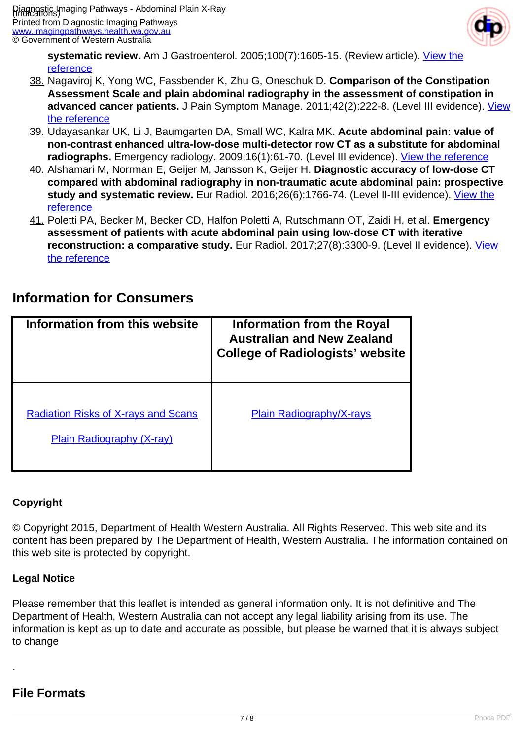systematic review.** Am J Gastroenterol. 2005;100(7):1605-15. (Review article). View the reference

38. Nagaviroj K, Yong WC, Fassbender K, Zhu G, Oneschuk D. **Comparison of the Constipation Assessment Scale and plain abdominal radiography in the assessment of constipation in advanced cancer patients.** J Pain Symptom Manage. 2011;42(2):222-8. (Level III evidence). View the reference
39. Udayasankar UK, Li J, Baumgarten DA, Small WC, Kalra MK. **Acute abdominal pain: value of non-contrast enhanced ultra-low-dose multi-detector row CT as a substitute for abdominal radiographs.** Emergency radiology. 2009;16(1):61-70. (Level III evidence). View the reference
40. Alshamari M, Norrman E, Geijer M, Jansson K, Geijer H. **Diagnostic accuracy of low-dose CT compared with abdominal radiography in non-traumatic acute abdominal pain: prospective study and systematic review.** Eur Radiol. 2016;26(6):1766-74. (Level II-III evidence). View the reference
41. Poletti PA, Becker M, Becker CD, Halfon Poletti A, Rutschmann OT, Zaidi H, et al. **Emergency assessment of patients with acute abdominal pain using low-dose CT with iterative reconstruction: a comparative study.** Eur Radiol. 2017;27(8):3300-9. (Level II evidence). View the reference

## Information for Consumers

| Information from this website | Information from the Royal Australian and New Zealand College of Radiologists' website |
|---|---|
| Radiation Risks of X-rays and Scans<br>Plain Radiography (X-ray) | Plain Radiography/X-rays |

**Copyright**

© Copyright 2015, Department of Health Western Australia. All Rights Reserved. This web site and its content has been prepared by The Department of Health, Western Australia. The information contained on this web site is protected by copyright.

**Legal Notice**

Please remember that this leaflet is intended as general information only. It is not definitive and The Department of Health, Western Australia can not accept any legal liability arising from its use. The information is kept as up to date and accurate as possible, but please be warned that it is always subject to change

.

## File Formats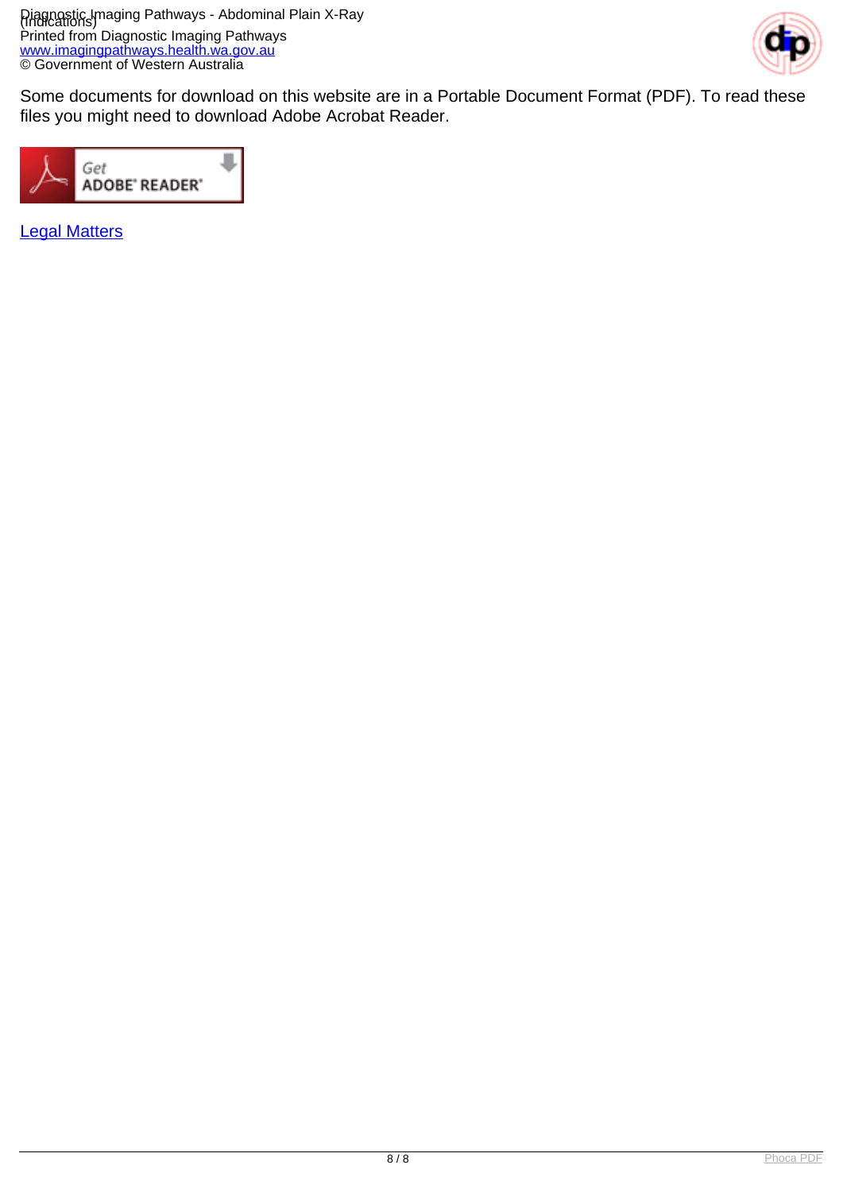Some documents for download on this website are in a Portable Document Format (PDF). To read these files you might need to download Adobe Acrobat Reader.

Legal Matters